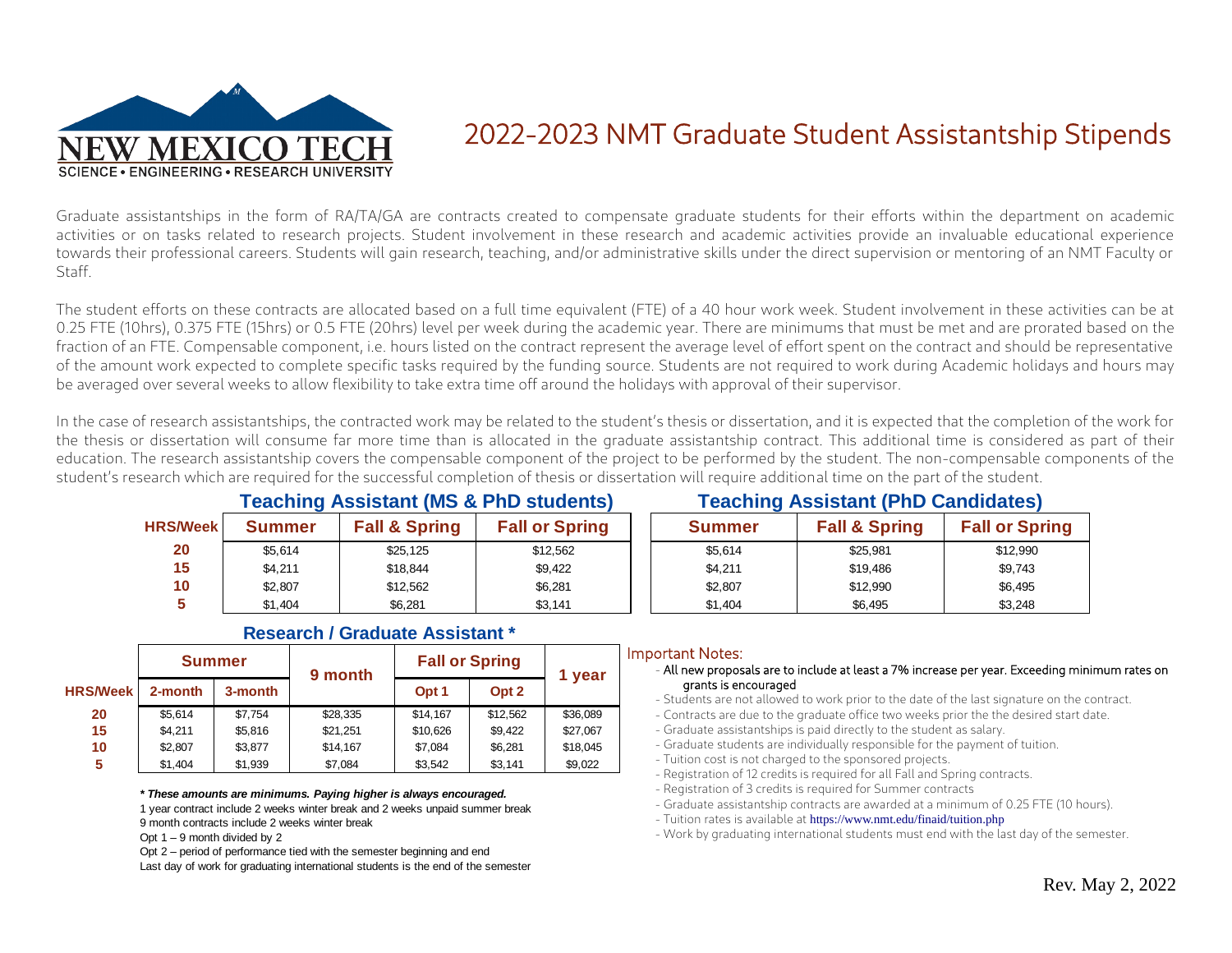NEW MEXICO TECH
SCIENCE • ENGINEERING • RESEARCH UNIVERSITY

# 2022-2023 NMT Graduate Student Assistantship Stipends

Graduate assistantships in the form of RA/TA/GA are contracts created to compensate graduate students for their efforts within the department on academic activities or on tasks related to research projects. Student involvement in these research and academic activities provide an invaluable educational experience towards their professional careers. Students will gain research, teaching, and/or administrative skills under the direct supervision or mentoring of an NMT Faculty or Staff.

The student efforts on these contracts are allocated based on a full time equivalent (FTE) of a 40 hour work week. Student involvement in these activities can be at 0.25 FTE (10hrs), 0.375 FTE (15hrs) or 0.5 FTE (20hrs) level per week during the academic year. There are minimums that must be met and are prorated based on the fraction of an FTE. Compensable component, i.e. hours listed on the contract represent the average level of effort spent on the contract and should be representative of the amount work expected to complete specific tasks required by the funding source. Students are not required to work during Academic holidays and hours may be averaged over several weeks to allow flexibility to take extra time off around the holidays with approval of their supervisor.

In the case of research assistantships, the contracted work may be related to the student's thesis or dissertation, and it is expected that the completion of the work for the thesis or dissertation will consume far more time than is allocated in the graduate assistantship contract. This additional time is considered as part of their education. The research assistantship covers the compensable component of the project to be performed by the student. The non-compensable components of the student's research which are required for the successful completion of thesis or dissertation will require additional time on the part of the student.

## Teaching Assistant (MS & PhD students)

| HRS/Week | Summer | Fall & Spring | Fall or Spring |
|---|---|---|---|
| 20 | $5,614 | $25,125 | $12,562 |
| 15 | $4,211 | $18,844 | $9,422 |
| 10 | $2,807 | $12,562 | $6,281 |
| 5 | $1,404 | $6,281 | $3,141 |

## Teaching Assistant (PhD Candidates)

| HRS/Week | Summer | Fall & Spring | Fall or Spring |
|---|---|---|---|
| 20 | $5,614 | $25,981 | $12,990 |
| 15 | $4,211 | $19,486 | $9,743 |
| 10 | $2,807 | $12,990 | $6,495 |
| 5 | $1,404 | $6,495 | $3,248 |

## Research / Graduate Assistant *

| | Summer | | 9 month | Fall or Spring | | 1 year |
|---|---|---|---|---|---|---|
| HRS/Week | 2-month | 3-month | | Opt 1 | Opt 2 | |
| 20 | $5,614 | $7,754 | $28,335 | $14,167 | $12,562 | $36,089 |
| 15 | $4,211 | $5,816 | $21,251 | $10,626 | $9,422 | $27,067 |
| 10 | $2,807 | $3,877 | $14,167 | $7,084 | $6,281 | $18,045 |
| 5 | $1,404 | $1,939 | $7,084 | $3,542 | $3,141 | $9,022 |

***These amounts are minimums. Paying higher is always encouraged.***

1 year contract include 2 weeks winter break and 2 weeks unpaid summer break

9 month contracts include 2 weeks winter break

Opt 1 – 9 month divided by 2

Opt 2 – period of performance tied with the semester beginning and end

Last day of work for graduating international students is the end of the semester

### Important Notes:

- All new proposals are to include at least a 7% increase per year. Exceeding minimum rates on grants is encouraged
- Students are not allowed to work prior to the date of the last signature on the contract.
- Contracts are due to the graduate office two weeks prior the the desired start date.
- Graduate assistantships is paid directly to the student as salary.
- Graduate students are individually responsible for the payment of tuition.
- Tuition cost is not charged to the sponsored projects.
- Registration of 12 credits is required for all Fall and Spring contracts.
- Registration of 3 credits is required for Summer contracts
- Graduate assistantship contracts are awarded at a minimum of 0.25 FTE (10 hours).
- Tuition rates is available at https://www.nmt.edu/finaid/tuition.php
- Work by graduating international students must end with the last day of the semester.

Rev. May 2, 2022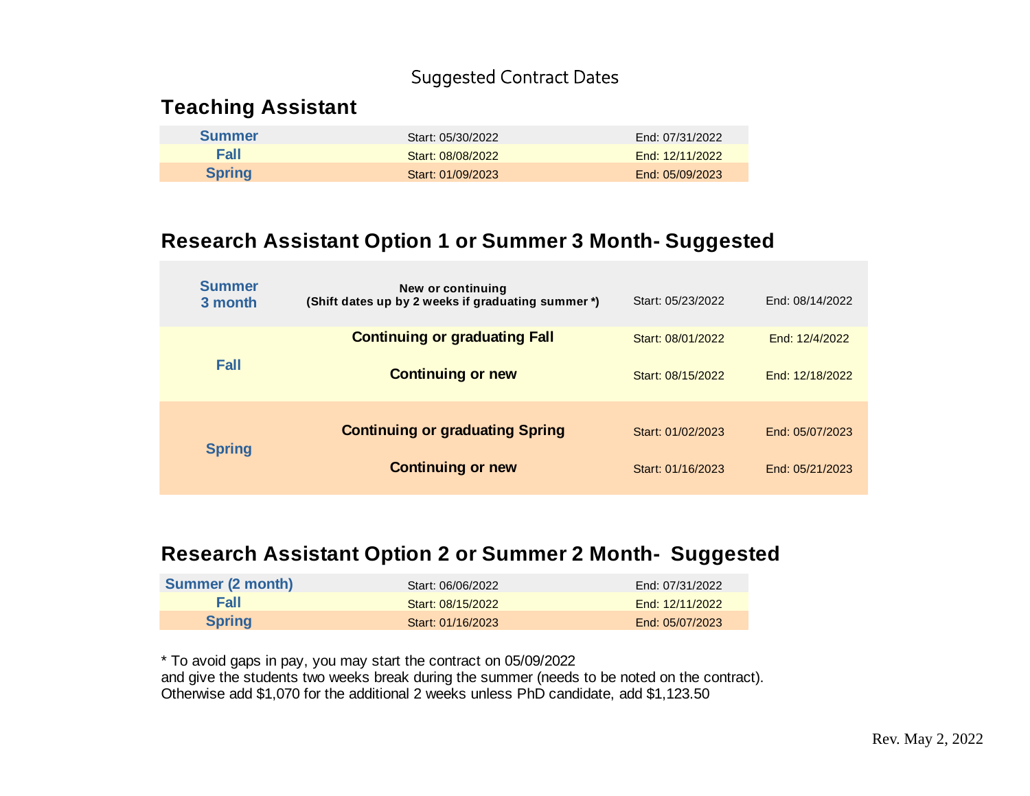# Suggested Contract Dates

## Teaching Assistant

| | | |
|---|---|---|
| **Summer** | Start: 05/30/2022 | End: 07/31/2022 |
| **Fall** | Start: 08/08/2022 | End: 12/11/2022 |
| **Spring** | Start: 01/09/2023 | End: 05/09/2023 |

## Research Assistant Option 1 or Summer 3 Month- Suggested

| | | | |
|---|---|---|---|
| **Summer 3 month** | **New or continuing (Shift dates up by 2 weeks if graduating summer \*)** | Start: 05/23/2022 | End: 08/14/2022 |
| **Fall** | **Continuing or graduating Fall** | Start: 08/01/2022 | End: 12/4/2022 |
| | **Continuing or new** | Start: 08/15/2022 | End: 12/18/2022 |
| **Spring** | **Continuing or graduating Spring** | Start: 01/02/2023 | End: 05/07/2023 |
| | **Continuing or new** | Start: 01/16/2023 | End: 05/21/2023 |

## Research Assistant Option 2 or Summer 2 Month- Suggested

| | | |
|---|---|---|
| **Summer (2 month)** | Start: 06/06/2022 | End: 07/31/2022 |
| **Fall** | Start: 08/15/2022 | End: 12/11/2022 |
| **Spring** | Start: 01/16/2023 | End: 05/07/2023 |

\* To avoid gaps in pay, you may start the contract on 05/09/2022
and give the students two weeks break during the summer (needs to be noted on the contract).
Otherwise add $1,070 for the additional 2 weeks unless PhD candidate, add $1,123.50

Rev. May 2, 2022